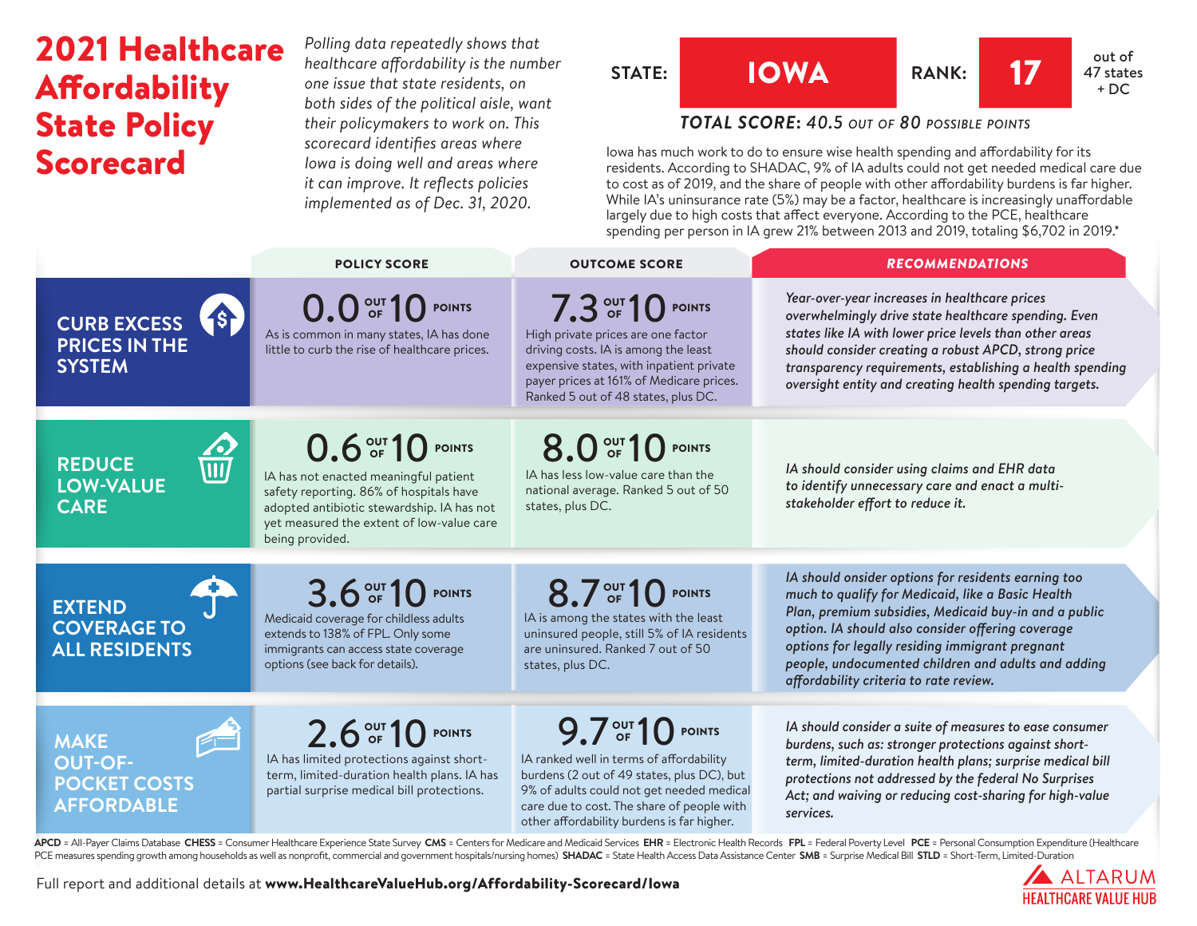# 2021 Healthcare Affordability State Policy Scorecard

*Polling data repeatedly shows that healthcare affordability is the number one issue that state residents, on both sides of the political aisle, want their policymakers to work on. This scorecard identifies areas where Iowa is doing well and areas where it can improve. It reflects policies implemented as of Dec. 31, 2020.*

**STATE: IOWA** | **RANK: 17** out of 47 states + DC

***TOTAL SCORE:*** *40.5 OUT OF 80 POSSIBLE POINTS*

Iowa has much work to do to ensure wise health spending and affordability for its residents. According to SHADAC, 9% of IA adults could not get needed medical care due to cost as of 2019, and the share of people with other affordability burdens is far higher. While IA's uninsurance rate (5%) may be a factor, healthcare is increasingly unaffordable largely due to high costs that affect everyone. According to the PCE, healthcare spending per person in IA grew 21% between 2013 and 2019, totaling $6,702 in 2019.*

| | POLICY SCORE | OUTCOME SCORE | RECOMMENDATIONS |
|---|---|---|---|
| **CURB EXCESS PRICES IN THE SYSTEM** | **0.0 OUT OF 10 POINTS** As is common in many states, IA has done little to curb the rise of healthcare prices. | **7.3 OUT OF 10 POINTS** High private prices are one factor driving costs. IA is among the least expensive states, with inpatient private payer prices at 161% of Medicare prices. Ranked 5 out of 48 states, plus DC. | *Year-over-year increases in healthcare prices overwhelmingly drive state healthcare spending. Even states like IA with lower price levels than other areas should consider creating a robust APCD, strong price transparency requirements, establishing a health spending oversight entity and creating health spending targets.* |
| **REDUCE LOW-VALUE CARE** | **0.6 OUT OF 10 POINTS** IA has not enacted meaningful patient safety reporting. 86% of hospitals have adopted antibiotic stewardship. IA has not yet measured the extent of low-value care being provided. | **8.0 OUT OF 10 POINTS** IA has less low-value care than the national average. Ranked 5 out of 50 states, plus DC. | *IA should consider using claims and EHR data to identify unnecessary care and enact a multi-stakeholder effort to reduce it.* |
| **EXTEND COVERAGE TO ALL RESIDENTS** | **3.6 OUT OF 10 POINTS** Medicaid coverage for childless adults extends to 138% of FPL. Only some immigrants can access state coverage options (see back for details). | **8.7 OUT OF 10 POINTS** IA is among the states with the least uninsured people, still 5% of IA residents are uninsured. Ranked 7 out of 50 states, plus DC. | *IA should onsider options for residents earning too much to qualify for Medicaid, like a Basic Health Plan, premium subsidies, Medicaid buy-in and a public option. IA should also consider offering coverage options for legally residing immigrant pregnant people, undocumented children and adults and adding affordability criteria to rate review.* |
| **MAKE OUT-OF-POCKET COSTS AFFORDABLE** | **2.6 OUT OF 10 POINTS** IA has limited protections against short-term, limited-duration health plans. IA has partial surprise medical bill protections. | **9.7 OUT OF 10 POINTS** IA ranked well in terms of affordability burdens (2 out of 49 states, plus DC), but 9% of adults could not get needed medical care due to cost. The share of people with other affordability burdens is far higher. | *IA should consider a suite of measures to ease consumer burdens, such as: stronger protections against short-term, limited-duration health plans; surprise medical bill protections not addressed by the federal No Surprises Act; and waiving or reducing cost-sharing for high-value services.* |

**APCD** = All-Payer Claims Database **CHESS** = Consumer Healthcare Experience State Survey **CMS** = Centers for Medicare and Medicaid Services **EHR** = Electronic Health Records **FPL** = Federal Poverty Level **PCE** = Personal Consumption Expenditure (Healthcare PCE measures spending growth among households as well as nonprofit, commercial and government hospitals/nursing homes) **SHADAC** = State Health Access Data Assistance Center **SMB** = Surprise Medical Bill **STLD** = Short-Term, Limited-Duration

Full report and additional details at **www.HealthcareValueHub.org/Affordability-Scorecard/Iowa**

ALTARUM HEALTHCARE VALUE HUB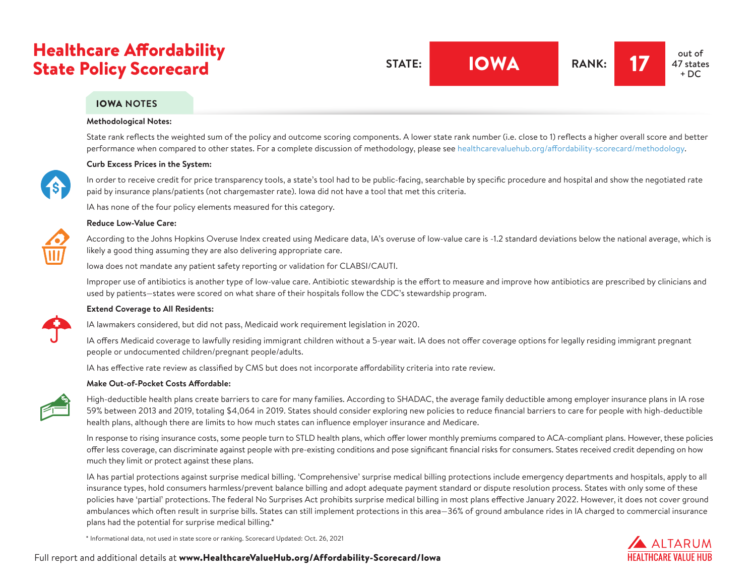# Healthcare Affordability State Policy Scorecard

**STATE:** IOWA **RANK:** 17 out of 47 states + DC

## IOWA NOTES

**Methodological Notes:**

State rank reflects the weighted sum of the policy and outcome scoring components. A lower state rank number (i.e. close to 1) reflects a higher overall score and better performance when compared to other states. For a complete discussion of methodology, please see healthcarevaluehub.org/affordability-scorecard/methodology.

**Curb Excess Prices in the System:**

In order to receive credit for price transparency tools, a state's tool had to be public-facing, searchable by specific procedure and hospital and show the negotiated rate paid by insurance plans/patients (not chargemaster rate). Iowa did not have a tool that met this criteria.

IA has none of the four policy elements measured for this category.

**Reduce Low-Value Care:**

According to the Johns Hopkins Overuse Index created using Medicare data, IA's overuse of low-value care is -1.2 standard deviations below the national average, which is likely a good thing assuming they are also delivering appropriate care.

Iowa does not mandate any patient safety reporting or validation for CLABSI/CAUTI.

Improper use of antibiotics is another type of low-value care. Antibiotic stewardship is the effort to measure and improve how antibiotics are prescribed by clinicians and used by patients—states were scored on what share of their hospitals follow the CDC's stewardship program.

**Extend Coverage to All Residents:**

IA lawmakers considered, but did not pass, Medicaid work requirement legislation in 2020.

IA offers Medicaid coverage to lawfully residing immigrant children without a 5-year wait. IA does not offer coverage options for legally residing immigrant pregnant people or undocumented children/pregnant people/adults.

IA has effective rate review as classified by CMS but does not incorporate affordability criteria into rate review.

**Make Out-of-Pocket Costs Affordable:**

High-deductible health plans create barriers to care for many families. According to SHADAC, the average family deductible among employer insurance plans in IA rose 59% between 2013 and 2019, totaling $4,064 in 2019. States should consider exploring new policies to reduce financial barriers to care for people with high-deductible health plans, although there are limits to how much states can influence employer insurance and Medicare.

In response to rising insurance costs, some people turn to STLD health plans, which offer lower monthly premiums compared to ACA-compliant plans. However, these policies offer less coverage, can discriminate against people with pre-existing conditions and pose significant financial risks for consumers. States received credit depending on how much they limit or protect against these plans.

IA has partial protections against surprise medical billing. 'Comprehensive' surprise medical billing protections include emergency departments and hospitals, apply to all insurance types, hold consumers harmless/prevent balance billing and adopt adequate payment standard or dispute resolution process. States with only some of these policies have 'partial' protections. The federal No Surprises Act prohibits surprise medical billing in most plans effective January 2022. However, it does not cover ground ambulances which often result in surprise bills. States can still implement protections in this area—36% of ground ambulance rides in IA charged to commercial insurance plans had the potential for surprise medical billing.*

* Informational data, not used in state score or ranking. Scorecard Updated: Oct. 26, 2021

Full report and additional details at **www.HealthcareValueHub.org/Affordability-Scorecard/Iowa**

ALTARUM HEALTHCARE VALUE HUB